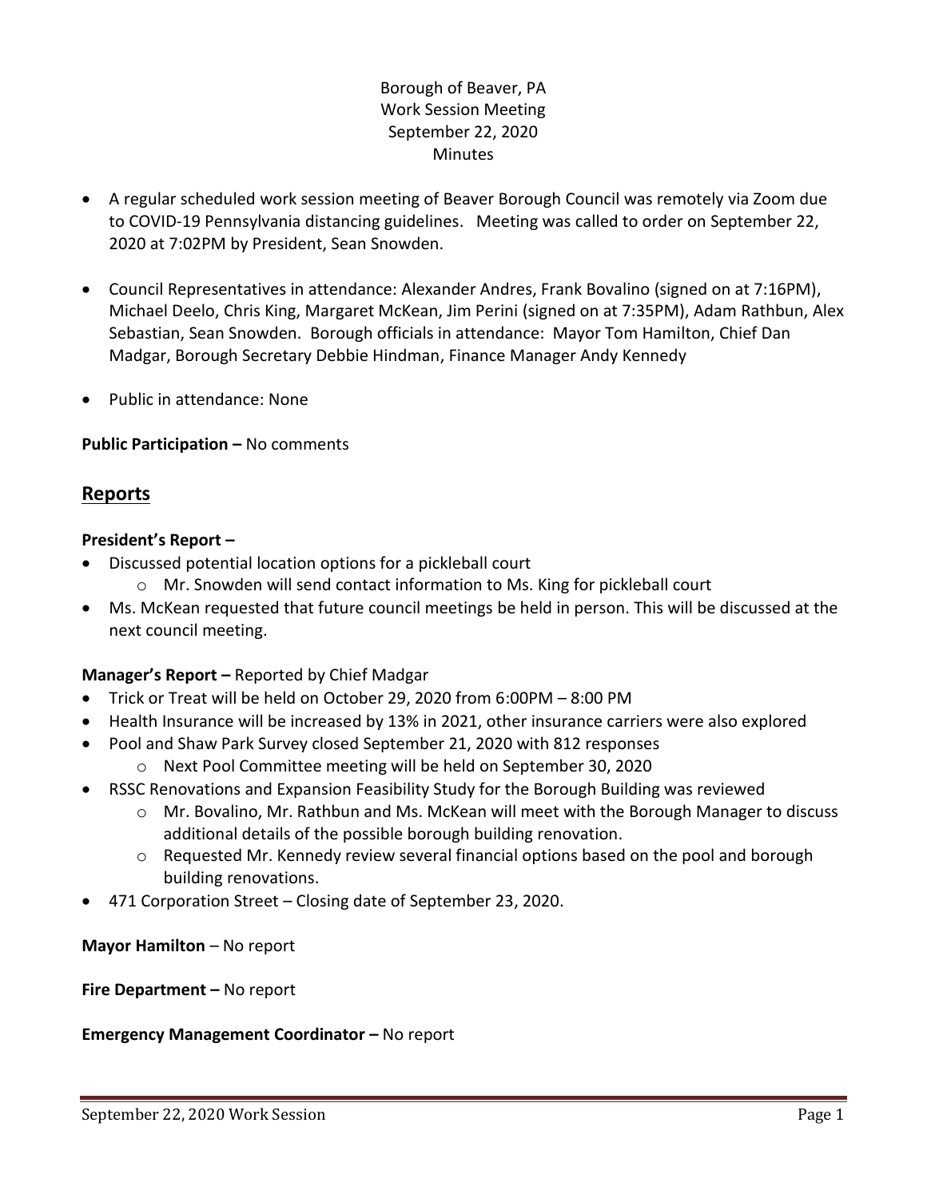Borough of Beaver, PA
Work Session Meeting
September 22, 2020
Minutes

- A regular scheduled work session meeting of Beaver Borough Council was remotely via Zoom due to COVID-19 Pennsylvania distancing guidelines. Meeting was called to order on September 22, 2020 at 7:02PM by President, Sean Snowden.
- Council Representatives in attendance: Alexander Andres, Frank Bovalino (signed on at 7:16PM), Michael Deelo, Chris King, Margaret McKean, Jim Perini (signed on at 7:35PM), Adam Rathbun, Alex Sebastian, Sean Snowden. Borough officials in attendance: Mayor Tom Hamilton, Chief Dan Madgar, Borough Secretary Debbie Hindman, Finance Manager Andy Kennedy
- Public in attendance: None

**Public Participation –** No comments

## Reports

**President's Report –**

- Discussed potential location options for a pickleball court
  - Mr. Snowden will send contact information to Ms. King for pickleball court
- Ms. McKean requested that future council meetings be held in person. This will be discussed at the next council meeting.

**Manager's Report –** Reported by Chief Madgar

- Trick or Treat will be held on October 29, 2020 from 6:00PM – 8:00 PM
- Health Insurance will be increased by 13% in 2021, other insurance carriers were also explored
- Pool and Shaw Park Survey closed September 21, 2020 with 812 responses
  - Next Pool Committee meeting will be held on September 30, 2020
- RSSC Renovations and Expansion Feasibility Study for the Borough Building was reviewed
  - Mr. Bovalino, Mr. Rathbun and Ms. McKean will meet with the Borough Manager to discuss additional details of the possible borough building renovation.
  - Requested Mr. Kennedy review several financial options based on the pool and borough building renovations.
- 471 Corporation Street – Closing date of September 23, 2020.

**Mayor Hamilton** – No report

**Fire Department –** No report

**Emergency Management Coordinator –** No report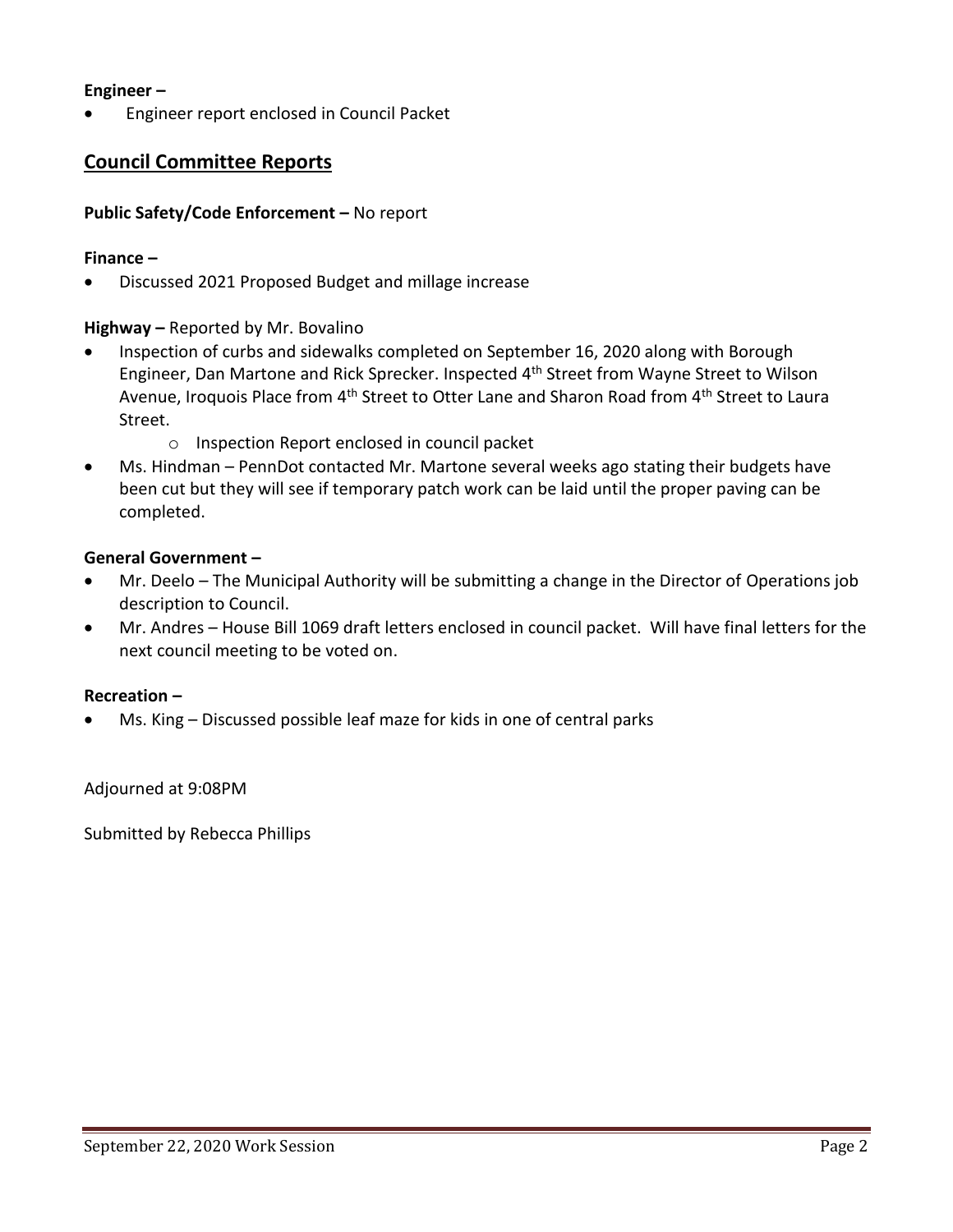**Engineer –**

- Engineer report enclosed in Council Packet

## Council Committee Reports

**Public Safety/Code Enforcement –** No report

**Finance –**

- Discussed 2021 Proposed Budget and millage increase

**Highway –** Reported by Mr. Bovalino

- Inspection of curbs and sidewalks completed on September 16, 2020 along with Borough Engineer, Dan Martone and Rick Sprecker. Inspected 4th Street from Wayne Street to Wilson Avenue, Iroquois Place from 4th Street to Otter Lane and Sharon Road from 4th Street to Laura Street.
  - Inspection Report enclosed in council packet
- Ms. Hindman – PennDot contacted Mr. Martone several weeks ago stating their budgets have been cut but they will see if temporary patch work can be laid until the proper paving can be completed.

**General Government –**

- Mr. Deelo – The Municipal Authority will be submitting a change in the Director of Operations job description to Council.
- Mr. Andres – House Bill 1069 draft letters enclosed in council packet. Will have final letters for the next council meeting to be voted on.

**Recreation –**

- Ms. King – Discussed possible leaf maze for kids in one of central parks

Adjourned at 9:08PM

Submitted by Rebecca Phillips